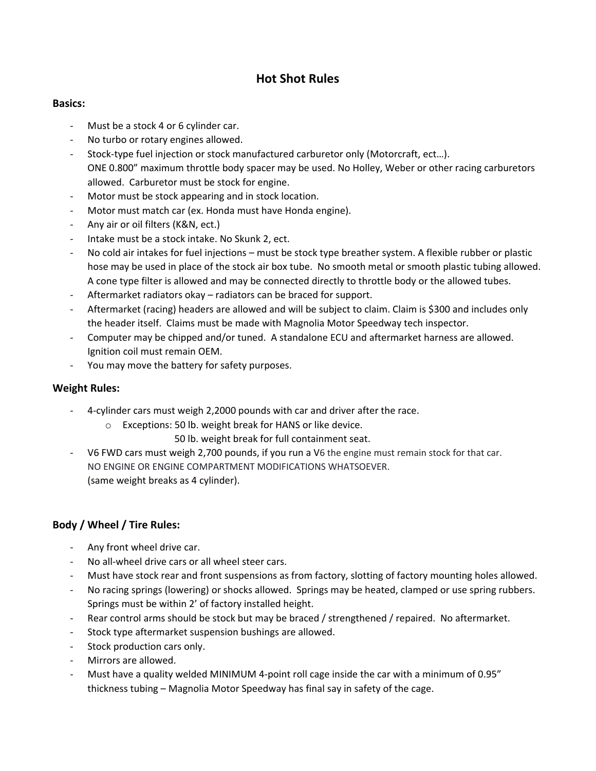# Hot Shot Rules

## Basics:

- Must be a stock 4 or 6 cylinder car.
- No turbo or rotary engines allowed.
- Stock-type fuel injection or stock manufactured carburetor only (Motorcraft, ect…).
  ONE 0.800" maximum throttle body spacer may be used. No Holley, Weber or other racing carburetors allowed. Carburetor must be stock for engine.
- Motor must be stock appearing and in stock location.
- Motor must match car (ex. Honda must have Honda engine).
- Any air or oil filters (K&N, ect.)
- Intake must be a stock intake. No Skunk 2, ect.
- No cold air intakes for fuel injections – must be stock type breather system. A flexible rubber or plastic hose may be used in place of the stock air box tube. No smooth metal or smooth plastic tubing allowed. A cone type filter is allowed and may be connected directly to throttle body or the allowed tubes.
- Aftermarket radiators okay – radiators can be braced for support.
- Aftermarket (racing) headers are allowed and will be subject to claim. Claim is $300 and includes only the header itself. Claims must be made with Magnolia Motor Speedway tech inspector.
- Computer may be chipped and/or tuned. A standalone ECU and aftermarket harness are allowed. Ignition coil must remain OEM.
- You may move the battery for safety purposes.

## Weight Rules:

- 4-cylinder cars must weigh 2,2000 pounds with car and driver after the race.
  - Exceptions: 50 lb. weight break for HANS or like device.
    50 lb. weight break for full containment seat.
- V6 FWD cars must weigh 2,700 pounds, if you run a V6 the engine must remain stock for that car.
  NO ENGINE OR ENGINE COMPARTMENT MODIFICATIONS WHATSOEVER.
  (same weight breaks as 4 cylinder).

## Body / Wheel / Tire Rules:

- Any front wheel drive car.
- No all-wheel drive cars or all wheel steer cars.
- Must have stock rear and front suspensions as from factory, slotting of factory mounting holes allowed.
- No racing springs (lowering) or shocks allowed. Springs may be heated, clamped or use spring rubbers. Springs must be within 2' of factory installed height.
- Rear control arms should be stock but may be braced / strengthened / repaired. No aftermarket.
- Stock type aftermarket suspension bushings are allowed.
- Stock production cars only.
- Mirrors are allowed.
- Must have a quality welded MINIMUM 4-point roll cage inside the car with a minimum of 0.95" thickness tubing – Magnolia Motor Speedway has final say in safety of the cage.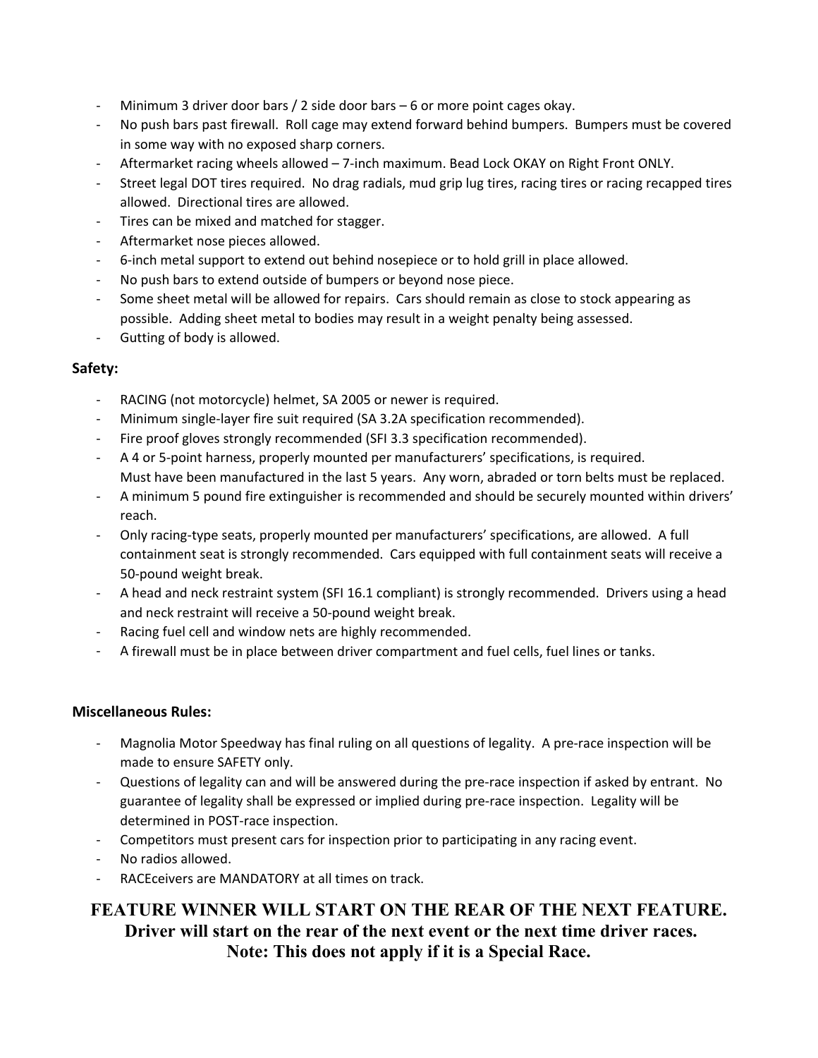- Minimum 3 driver door bars / 2 side door bars – 6 or more point cages okay.
- No push bars past firewall. Roll cage may extend forward behind bumpers. Bumpers must be covered in some way with no exposed sharp corners.
- Aftermarket racing wheels allowed – 7-inch maximum. Bead Lock OKAY on Right Front ONLY.
- Street legal DOT tires required. No drag radials, mud grip lug tires, racing tires or racing recapped tires allowed. Directional tires are allowed.
- Tires can be mixed and matched for stagger.
- Aftermarket nose pieces allowed.
- 6-inch metal support to extend out behind nosepiece or to hold grill in place allowed.
- No push bars to extend outside of bumpers or beyond nose piece.
- Some sheet metal will be allowed for repairs. Cars should remain as close to stock appearing as possible. Adding sheet metal to bodies may result in a weight penalty being assessed.
- Gutting of body is allowed.

**Safety:**

- RACING (not motorcycle) helmet, SA 2005 or newer is required.
- Minimum single-layer fire suit required (SA 3.2A specification recommended).
- Fire proof gloves strongly recommended (SFI 3.3 specification recommended).
- A 4 or 5-point harness, properly mounted per manufacturers' specifications, is required. Must have been manufactured in the last 5 years. Any worn, abraded or torn belts must be replaced.
- A minimum 5 pound fire extinguisher is recommended and should be securely mounted within drivers' reach.
- Only racing-type seats, properly mounted per manufacturers' specifications, are allowed. A full containment seat is strongly recommended. Cars equipped with full containment seats will receive a 50-pound weight break.
- A head and neck restraint system (SFI 16.1 compliant) is strongly recommended. Drivers using a head and neck restraint will receive a 50-pound weight break.
- Racing fuel cell and window nets are highly recommended.
- A firewall must be in place between driver compartment and fuel cells, fuel lines or tanks.

**Miscellaneous Rules:**

- Magnolia Motor Speedway has final ruling on all questions of legality. A pre-race inspection will be made to ensure SAFETY only.
- Questions of legality can and will be answered during the pre-race inspection if asked by entrant. No guarantee of legality shall be expressed or implied during pre-race inspection. Legality will be determined in POST-race inspection.
- Competitors must present cars for inspection prior to participating in any racing event.
- No radios allowed.
- RACEceivers are MANDATORY at all times on track.

**FEATURE WINNER WILL START ON THE REAR OF THE NEXT FEATURE.**
**Driver will start on the rear of the next event or the next time driver races.**
**Note: This does not apply if it is a Special Race.**